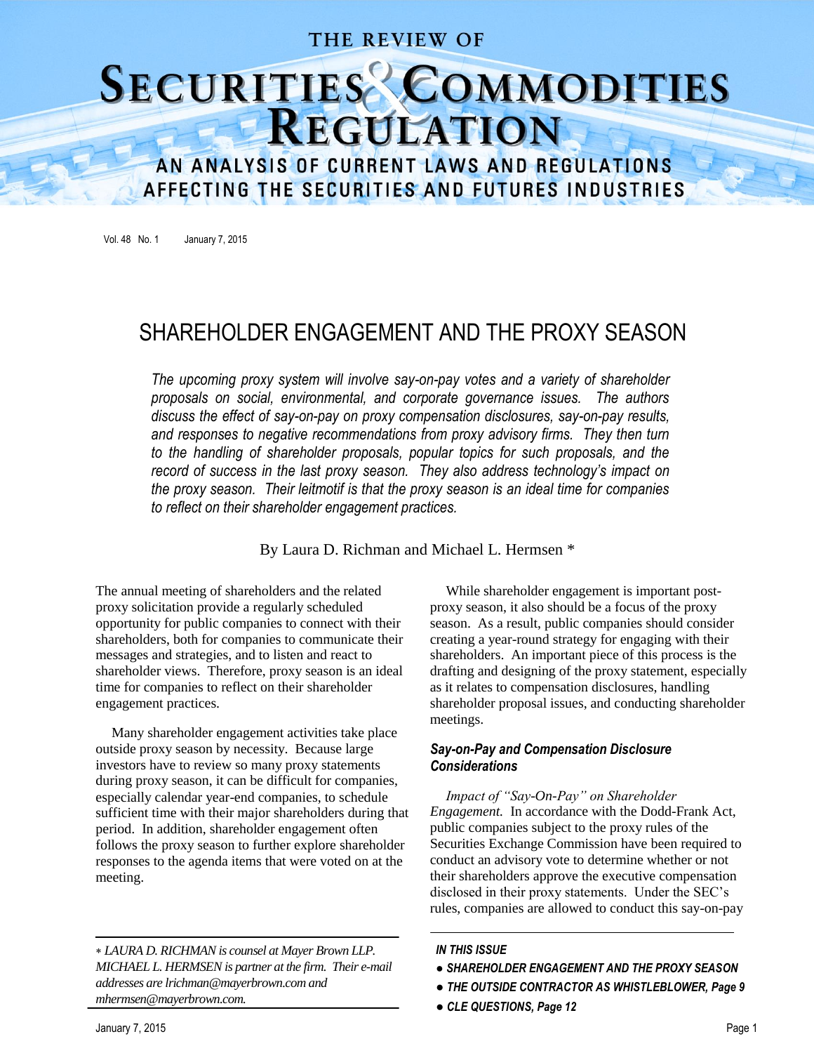# SHAREHOLDER ENGAGEMENT AND THE PROXY SEASON

*The upcoming proxy system will involve say-on-pay votes and a variety of shareholder proposals on social, environmental, and corporate governance issues. The authors discuss the effect of say-on-pay on proxy compensation disclosures, say-on-pay results, and responses to negative recommendations from proxy advisory firms. They then turn to the handling of shareholder proposals, popular topics for such proposals, and the record of success in the last proxy season. They also address technology's impact on the proxy season. Their leitmotif is that the proxy season is an ideal time for companies to reflect on their shareholder engagement practices.*

By Laura D. Richman and Michael L. Hermsen *

The annual meeting of shareholders and the related proxy solicitation provide a regularly scheduled opportunity for public companies to connect with their shareholders, both for companies to communicate their messages and strategies, and to listen and react to shareholder views. Therefore, proxy season is an ideal time for companies to reflect on their shareholder engagement practices.

Many shareholder engagement activities take place outside proxy season by necessity. Because large investors have to review so many proxy statements during proxy season, it can be difficult for companies, especially calendar year-end companies, to schedule sufficient time with their major shareholders during that period. In addition, shareholder engagement often follows the proxy season to further explore shareholder responses to the agenda items that were voted on at the meeting.

While shareholder engagement is important post-proxy season, it also should be a focus of the proxy season. As a result, public companies should consider creating a year-round strategy for engaging with their shareholders. An important piece of this process is the drafting and designing of the proxy statement, especially as it relates to compensation disclosures, handling shareholder proposal issues, and conducting shareholder meetings.

### *Say-on-Pay and Compensation Disclosure Considerations*

*Impact of "Say-On-Pay" on Shareholder Engagement.* In accordance with the Dodd-Frank Act, public companies subject to the proxy rules of the Securities Exchange Commission have been required to conduct an advisory vote to determine whether or not their shareholders approve the executive compensation disclosed in their proxy statements. Under the SEC's rules, companies are allowed to conduct this say-on-pay

---

\* *LAURA D. RICHMAN is counsel at Mayer Brown LLP. MICHAEL L. HERMSEN is partner at the firm. Their e-mail addresses are lrichman@mayerbrown.com and mhermsen@mayerbrown.com.*

***IN THIS ISSUE***

- ***SHAREHOLDER ENGAGEMENT AND THE PROXY SEASON***
- ***THE OUTSIDE CONTRACTOR AS WHISTLEBLOWER, Page 9***
- ***CLE QUESTIONS, Page 12***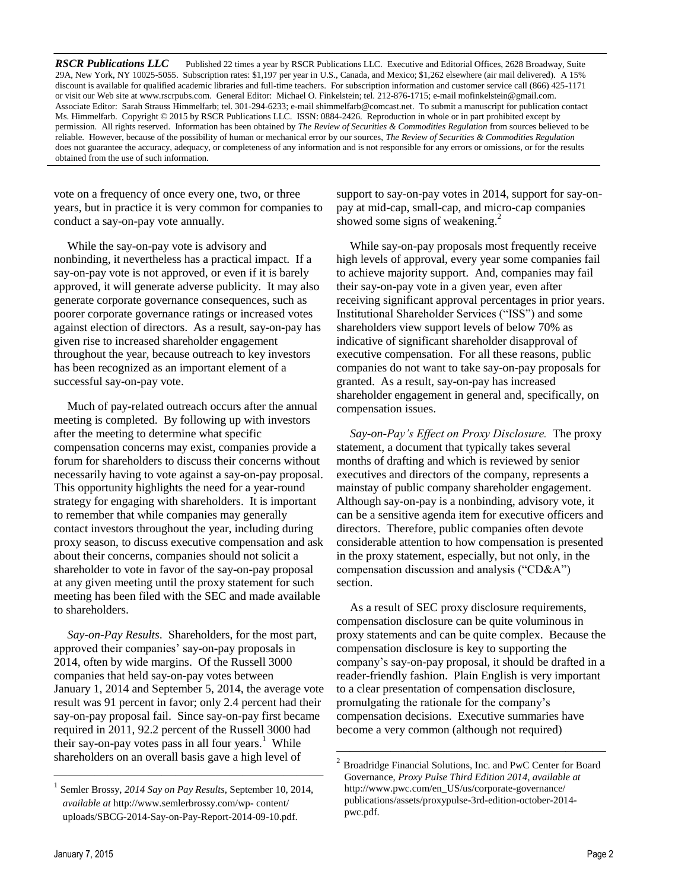vote on a frequency of once every one, two, or three years, but in practice it is very common for companies to conduct a say-on-pay vote annually.

While the say-on-pay vote is advisory and nonbinding, it nevertheless has a practical impact. If a say-on-pay vote is not approved, or even if it is barely approved, it will generate adverse publicity. It may also generate corporate governance consequences, such as poorer corporate governance ratings or increased votes against election of directors. As a result, say-on-pay has given rise to increased shareholder engagement throughout the year, because outreach to key investors has been recognized as an important element of a successful say-on-pay vote.

Much of pay-related outreach occurs after the annual meeting is completed. By following up with investors after the meeting to determine what specific compensation concerns may exist, companies provide a forum for shareholders to discuss their concerns without necessarily having to vote against a say-on-pay proposal. This opportunity highlights the need for a year-round strategy for engaging with shareholders. It is important to remember that while companies may generally contact investors throughout the year, including during proxy season, to discuss executive compensation and ask about their concerns, companies should not solicit a shareholder to vote in favor of the say-on-pay proposal at any given meeting until the proxy statement for such meeting has been filed with the SEC and made available to shareholders.

*Say-on-Pay Results*. Shareholders, for the most part, approved their companies' say-on-pay proposals in 2014, often by wide margins. Of the Russell 3000 companies that held say-on-pay votes between January 1, 2014 and September 5, 2014, the average vote result was 91 percent in favor; only 2.4 percent had their say-on-pay proposal fail. Since say-on-pay first became required in 2011, 92.2 percent of the Russell 3000 had their say-on-pay votes pass in all four years.[1] While shareholders on an overall basis gave a high level of support to say-on-pay votes in 2014, support for say-on-pay at mid-cap, small-cap, and micro-cap companies showed some signs of weakening.[2]

While say-on-pay proposals most frequently receive high levels of approval, every year some companies fail to achieve majority support. And, companies may fail their say-on-pay vote in a given year, even after receiving significant approval percentages in prior years. Institutional Shareholder Services ("ISS") and some shareholders view support levels of below 70% as indicative of significant shareholder disapproval of executive compensation. For all these reasons, public companies do not want to take say-on-pay proposals for granted. As a result, say-on-pay has increased shareholder engagement in general and, specifically, on compensation issues.

*Say-on-Pay's Effect on Proxy Disclosure.* The proxy statement, a document that typically takes several months of drafting and which is reviewed by senior executives and directors of the company, represents a mainstay of public company shareholder engagement. Although say-on-pay is a nonbinding, advisory vote, it can be a sensitive agenda item for executive officers and directors. Therefore, public companies often devote considerable attention to how compensation is presented in the proxy statement, especially, but not only, in the compensation discussion and analysis ("CD&A") section.

As a result of SEC proxy disclosure requirements, compensation disclosure can be quite voluminous in proxy statements and can be quite complex. Because the compensation disclosure is key to supporting the company's say-on-pay proposal, it should be drafted in a reader-friendly fashion. Plain English is very important to a clear presentation of compensation disclosure, promulgating the rationale for the company's compensation decisions. Executive summaries have become a very common (although not required)

---

[1] Semler Brossy, *2014 Say on Pay Results*, September 10, 2014, *available at* http://www.semlerbrossy.com/wp- content/uploads/SBCG-2014-Say-on-Pay-Report-2014-09-10.pdf.

[2] Broadridge Financial Solutions, Inc. and PwC Center for Board Governance, *Proxy Pulse Third Edition 2014*, *available at* http://www.pwc.com/en_US/us/corporate-governance/publications/assets/proxypulse-3rd-edition-october-2014-pwc.pdf.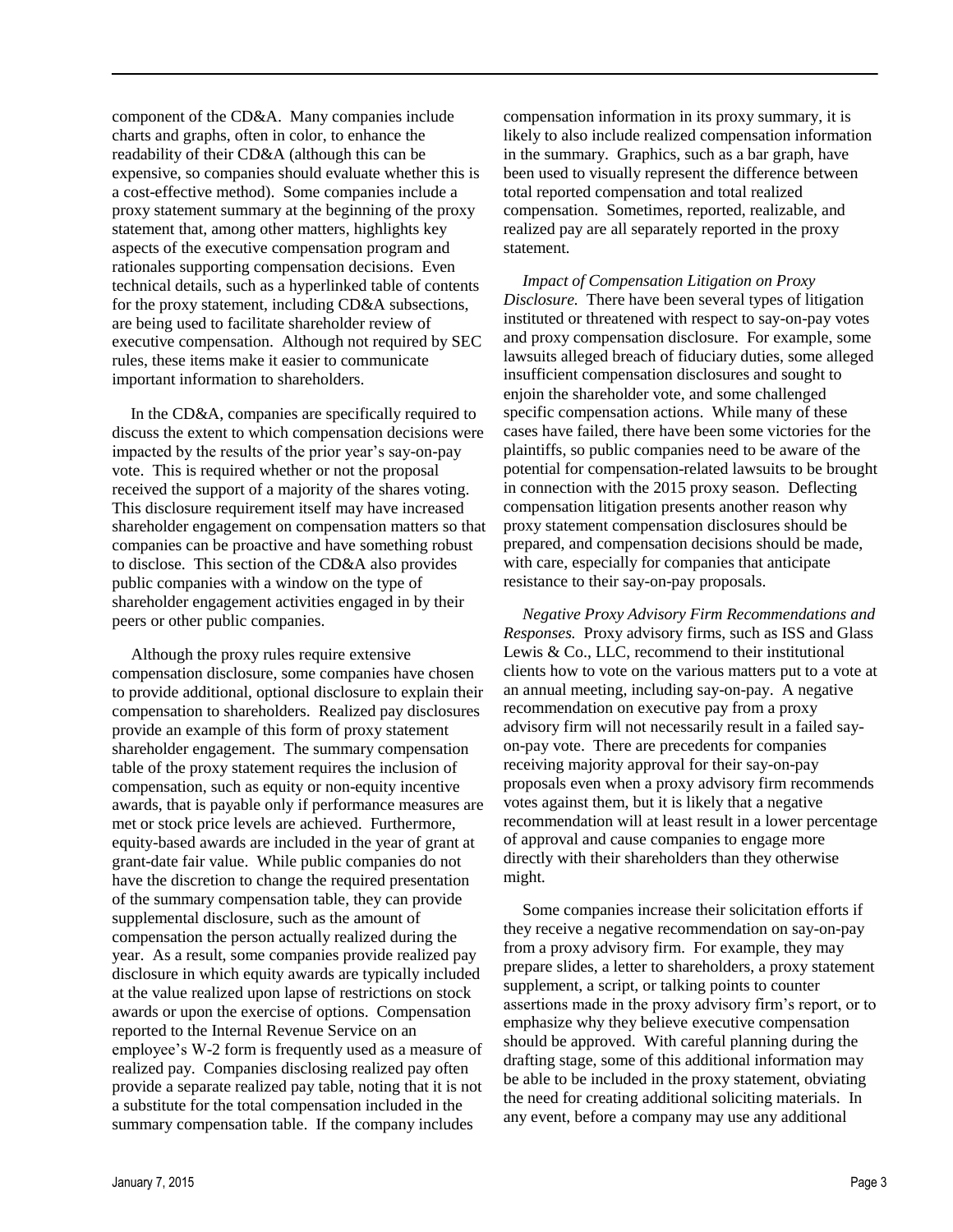component of the CD&A. Many companies include charts and graphs, often in color, to enhance the readability of their CD&A (although this can be expensive, so companies should evaluate whether this is a cost-effective method). Some companies include a proxy statement summary at the beginning of the proxy statement that, among other matters, highlights key aspects of the executive compensation program and rationales supporting compensation decisions. Even technical details, such as a hyperlinked table of contents for the proxy statement, including CD&A subsections, are being used to facilitate shareholder review of executive compensation. Although not required by SEC rules, these items make it easier to communicate important information to shareholders.

In the CD&A, companies are specifically required to discuss the extent to which compensation decisions were impacted by the results of the prior year's say-on-pay vote. This is required whether or not the proposal received the support of a majority of the shares voting. This disclosure requirement itself may have increased shareholder engagement on compensation matters so that companies can be proactive and have something robust to disclose. This section of the CD&A also provides public companies with a window on the type of shareholder engagement activities engaged in by their peers or other public companies.

Although the proxy rules require extensive compensation disclosure, some companies have chosen to provide additional, optional disclosure to explain their compensation to shareholders. Realized pay disclosures provide an example of this form of proxy statement shareholder engagement. The summary compensation table of the proxy statement requires the inclusion of compensation, such as equity or non-equity incentive awards, that is payable only if performance measures are met or stock price levels are achieved. Furthermore, equity-based awards are included in the year of grant at grant-date fair value. While public companies do not have the discretion to change the required presentation of the summary compensation table, they can provide supplemental disclosure, such as the amount of compensation the person actually realized during the year. As a result, some companies provide realized pay disclosure in which equity awards are typically included at the value realized upon lapse of restrictions on stock awards or upon the exercise of options. Compensation reported to the Internal Revenue Service on an employee's W-2 form is frequently used as a measure of realized pay. Companies disclosing realized pay often provide a separate realized pay table, noting that it is not a substitute for the total compensation included in the summary compensation table. If the company includes compensation information in its proxy summary, it is likely to also include realized compensation information in the summary. Graphics, such as a bar graph, have been used to visually represent the difference between total reported compensation and total realized compensation. Sometimes, reported, realizable, and realized pay are all separately reported in the proxy statement.

*Impact of Compensation Litigation on Proxy Disclosure.* There have been several types of litigation instituted or threatened with respect to say-on-pay votes and proxy compensation disclosure. For example, some lawsuits alleged breach of fiduciary duties, some alleged insufficient compensation disclosures and sought to enjoin the shareholder vote, and some challenged specific compensation actions. While many of these cases have failed, there have been some victories for the plaintiffs, so public companies need to be aware of the potential for compensation-related lawsuits to be brought in connection with the 2015 proxy season. Deflecting compensation litigation presents another reason why proxy statement compensation disclosures should be prepared, and compensation decisions should be made, with care, especially for companies that anticipate resistance to their say-on-pay proposals.

*Negative Proxy Advisory Firm Recommendations and Responses.* Proxy advisory firms, such as ISS and Glass Lewis & Co., LLC, recommend to their institutional clients how to vote on the various matters put to a vote at an annual meeting, including say-on-pay. A negative recommendation on executive pay from a proxy advisory firm will not necessarily result in a failed say-on-pay vote. There are precedents for companies receiving majority approval for their say-on-pay proposals even when a proxy advisory firm recommends votes against them, but it is likely that a negative recommendation will at least result in a lower percentage of approval and cause companies to engage more directly with their shareholders than they otherwise might.

Some companies increase their solicitation efforts if they receive a negative recommendation on say-on-pay from a proxy advisory firm. For example, they may prepare slides, a letter to shareholders, a proxy statement supplement, a script, or talking points to counter assertions made in the proxy advisory firm's report, or to emphasize why they believe executive compensation should be approved. With careful planning during the drafting stage, some of this additional information may be able to be included in the proxy statement, obviating the need for creating additional soliciting materials. In any event, before a company may use any additional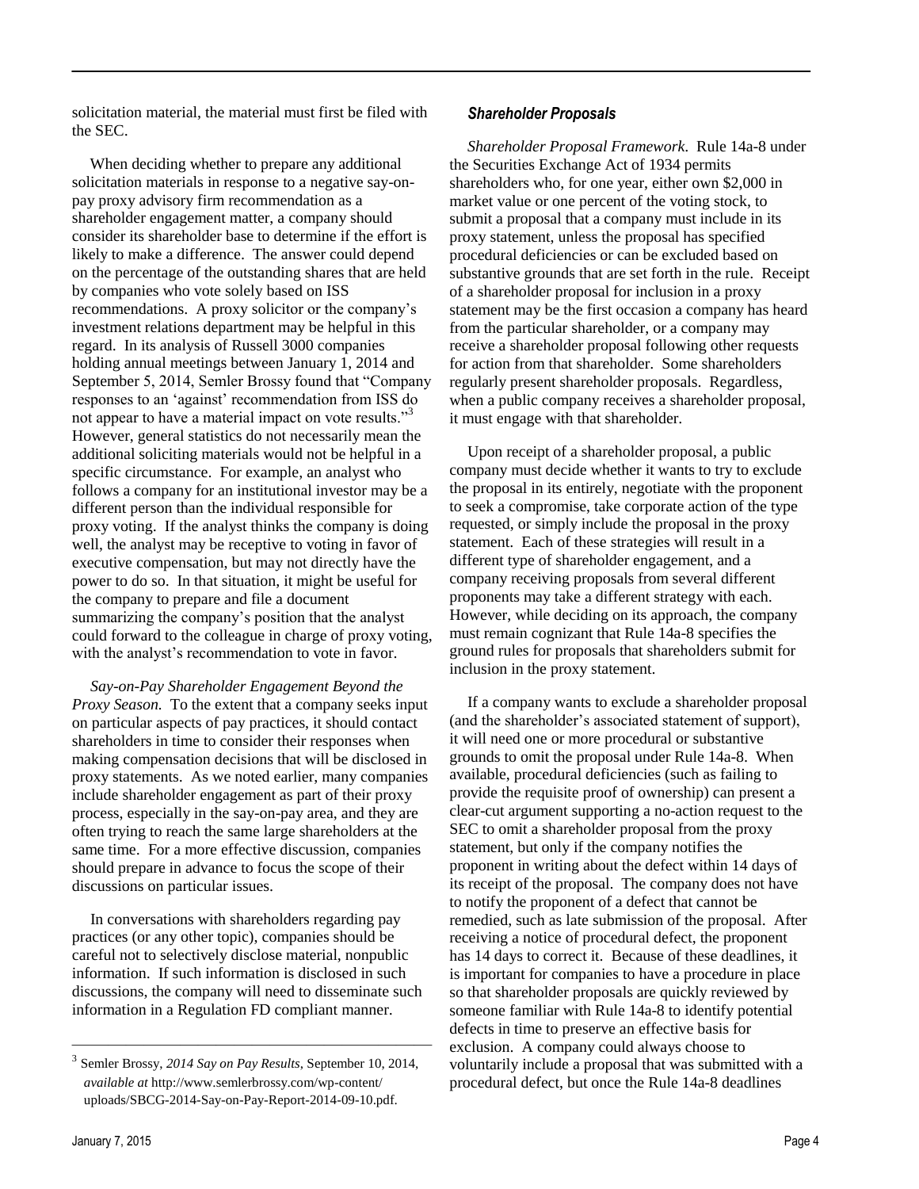solicitation material, the material must first be filed with the SEC.

When deciding whether to prepare any additional solicitation materials in response to a negative say-on-pay proxy advisory firm recommendation as a shareholder engagement matter, a company should consider its shareholder base to determine if the effort is likely to make a difference. The answer could depend on the percentage of the outstanding shares that are held by companies who vote solely based on ISS recommendations. A proxy solicitor or the company's investment relations department may be helpful in this regard. In its analysis of Russell 3000 companies holding annual meetings between January 1, 2014 and September 5, 2014, Semler Brossy found that "Company responses to an 'against' recommendation from ISS do not appear to have a material impact on vote results."[3] However, general statistics do not necessarily mean the additional soliciting materials would not be helpful in a specific circumstance. For example, an analyst who follows a company for an institutional investor may be a different person than the individual responsible for proxy voting. If the analyst thinks the company is doing well, the analyst may be receptive to voting in favor of executive compensation, but may not directly have the power to do so. In that situation, it might be useful for the company to prepare and file a document summarizing the company's position that the analyst could forward to the colleague in charge of proxy voting, with the analyst's recommendation to vote in favor.

*Say-on-Pay Shareholder Engagement Beyond the Proxy Season.* To the extent that a company seeks input on particular aspects of pay practices, it should contact shareholders in time to consider their responses when making compensation decisions that will be disclosed in proxy statements. As we noted earlier, many companies include shareholder engagement as part of their proxy process, especially in the say-on-pay area, and they are often trying to reach the same large shareholders at the same time. For a more effective discussion, companies should prepare in advance to focus the scope of their discussions on particular issues.

In conversations with shareholders regarding pay practices (or any other topic), companies should be careful not to selectively disclose material, nonpublic information. If such information is disclosed in such discussions, the company will need to disseminate such information in a Regulation FD compliant manner.

[3] Semler Brossy, *2014 Say on Pay Results*, September 10, 2014, *available at* http://www.semlerbrossy.com/wp-content/uploads/SBCG-2014-Say-on-Pay-Report-2014-09-10.pdf.

### *Shareholder Proposals*

*Shareholder Proposal Framework.* Rule 14a-8 under the Securities Exchange Act of 1934 permits shareholders who, for one year, either own $2,000 in market value or one percent of the voting stock, to submit a proposal that a company must include in its proxy statement, unless the proposal has specified procedural deficiencies or can be excluded based on substantive grounds that are set forth in the rule. Receipt of a shareholder proposal for inclusion in a proxy statement may be the first occasion a company has heard from the particular shareholder, or a company may receive a shareholder proposal following other requests for action from that shareholder. Some shareholders regularly present shareholder proposals. Regardless, when a public company receives a shareholder proposal, it must engage with that shareholder.

Upon receipt of a shareholder proposal, a public company must decide whether it wants to try to exclude the proposal in its entirely, negotiate with the proponent to seek a compromise, take corporate action of the type requested, or simply include the proposal in the proxy statement. Each of these strategies will result in a different type of shareholder engagement, and a company receiving proposals from several different proponents may take a different strategy with each. However, while deciding on its approach, the company must remain cognizant that Rule 14a-8 specifies the ground rules for proposals that shareholders submit for inclusion in the proxy statement.

If a company wants to exclude a shareholder proposal (and the shareholder's associated statement of support), it will need one or more procedural or substantive grounds to omit the proposal under Rule 14a-8. When available, procedural deficiencies (such as failing to provide the requisite proof of ownership) can present a clear-cut argument supporting a no-action request to the SEC to omit a shareholder proposal from the proxy statement, but only if the company notifies the proponent in writing about the defect within 14 days of its receipt of the proposal. The company does not have to notify the proponent of a defect that cannot be remedied, such as late submission of the proposal. After receiving a notice of procedural defect, the proponent has 14 days to correct it. Because of these deadlines, it is important for companies to have a procedure in place so that shareholder proposals are quickly reviewed by someone familiar with Rule 14a-8 to identify potential defects in time to preserve an effective basis for exclusion. A company could always choose to voluntarily include a proposal that was submitted with a procedural defect, but once the Rule 14a-8 deadlines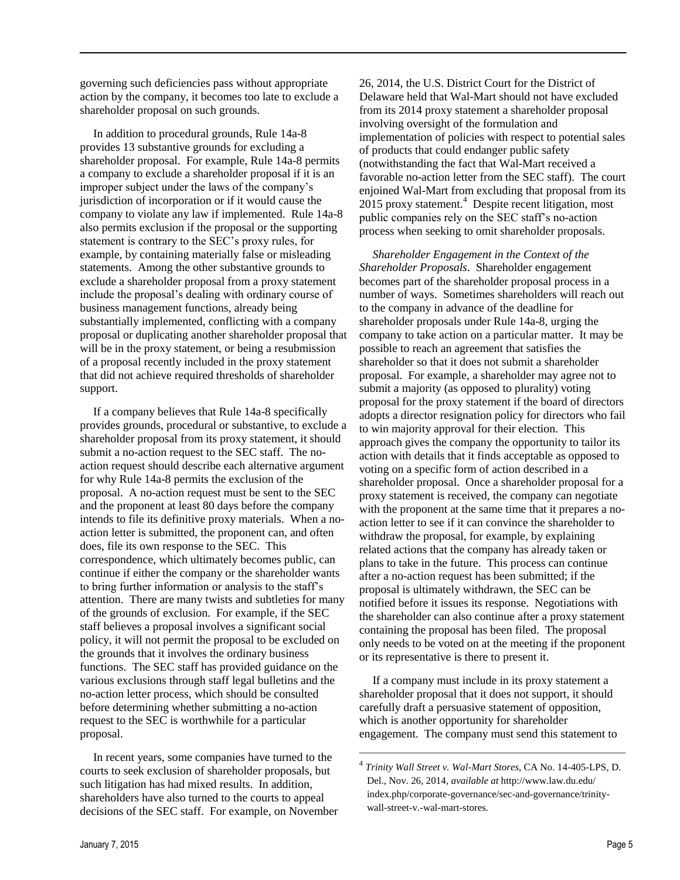governing such deficiencies pass without appropriate action by the company, it becomes too late to exclude a shareholder proposal on such grounds.

In addition to procedural grounds, Rule 14a-8 provides 13 substantive grounds for excluding a shareholder proposal. For example, Rule 14a-8 permits a company to exclude a shareholder proposal if it is an improper subject under the laws of the company's jurisdiction of incorporation or if it would cause the company to violate any law if implemented. Rule 14a-8 also permits exclusion if the proposal or the supporting statement is contrary to the SEC's proxy rules, for example, by containing materially false or misleading statements. Among the other substantive grounds to exclude a shareholder proposal from a proxy statement include the proposal's dealing with ordinary course of business management functions, already being substantially implemented, conflicting with a company proposal or duplicating another shareholder proposal that will be in the proxy statement, or being a resubmission of a proposal recently included in the proxy statement that did not achieve required thresholds of shareholder support.

If a company believes that Rule 14a-8 specifically provides grounds, procedural or substantive, to exclude a shareholder proposal from its proxy statement, it should submit a no-action request to the SEC staff. The no-action request should describe each alternative argument for why Rule 14a-8 permits the exclusion of the proposal. A no-action request must be sent to the SEC and the proponent at least 80 days before the company intends to file its definitive proxy materials. When a no-action letter is submitted, the proponent can, and often does, file its own response to the SEC. This correspondence, which ultimately becomes public, can continue if either the company or the shareholder wants to bring further information or analysis to the staff's attention. There are many twists and subtleties for many of the grounds of exclusion. For example, if the SEC staff believes a proposal involves a significant social policy, it will not permit the proposal to be excluded on the grounds that it involves the ordinary business functions. The SEC staff has provided guidance on the various exclusions through staff legal bulletins and the no-action letter process, which should be consulted before determining whether submitting a no-action request to the SEC is worthwhile for a particular proposal.

In recent years, some companies have turned to the courts to seek exclusion of shareholder proposals, but such litigation has had mixed results. In addition, shareholders have also turned to the courts to appeal decisions of the SEC staff. For example, on November 26, 2014, the U.S. District Court for the District of Delaware held that Wal-Mart should not have excluded from its 2014 proxy statement a shareholder proposal involving oversight of the formulation and implementation of policies with respect to potential sales of products that could endanger public safety (notwithstanding the fact that Wal-Mart received a favorable no-action letter from the SEC staff). The court enjoined Wal-Mart from excluding that proposal from its 2015 proxy statement.[4] Despite recent litigation, most public companies rely on the SEC staff's no-action process when seeking to omit shareholder proposals.

*Shareholder Engagement in the Context of the Shareholder Proposals*. Shareholder engagement becomes part of the shareholder proposal process in a number of ways. Sometimes shareholders will reach out to the company in advance of the deadline for shareholder proposals under Rule 14a-8, urging the company to take action on a particular matter. It may be possible to reach an agreement that satisfies the shareholder so that it does not submit a shareholder proposal. For example, a shareholder may agree not to submit a majority (as opposed to plurality) voting proposal for the proxy statement if the board of directors adopts a director resignation policy for directors who fail to win majority approval for their election. This approach gives the company the opportunity to tailor its action with details that it finds acceptable as opposed to voting on a specific form of action described in a shareholder proposal. Once a shareholder proposal for a proxy statement is received, the company can negotiate with the proponent at the same time that it prepares a no-action letter to see if it can convince the shareholder to withdraw the proposal, for example, by explaining related actions that the company has already taken or plans to take in the future. This process can continue after a no-action request has been submitted; if the proposal is ultimately withdrawn, the SEC can be notified before it issues its response. Negotiations with the shareholder can also continue after a proxy statement containing the proposal has been filed. The proposal only needs to be voted on at the meeting if the proponent or its representative is there to present it.

If a company must include in its proxy statement a shareholder proposal that it does not support, it should carefully draft a persuasive statement of opposition, which is another opportunity for shareholder engagement. The company must send this statement to

---

[4] *Trinity Wall Street v. Wal-Mart Stores*, CA No. 14-405-LPS, D. Del., Nov. 26, 2014, *available at* http://www.law.du.edu/index.php/corporate-governance/sec-and-governance/trinity-wall-street-v.-wal-mart-stores.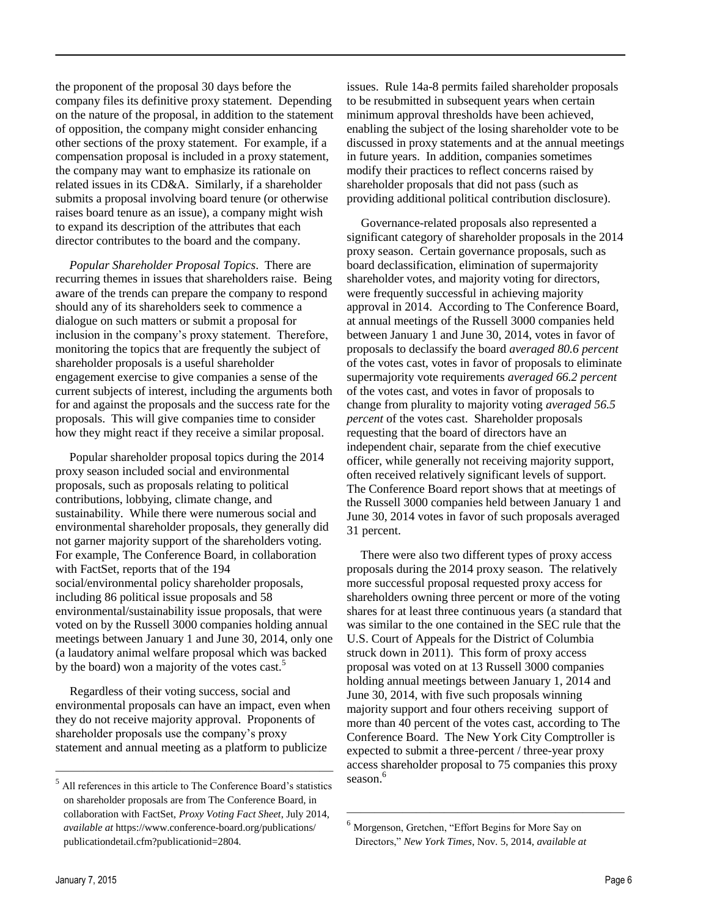the proponent of the proposal 30 days before the company files its definitive proxy statement. Depending on the nature of the proposal, in addition to the statement of opposition, the company might consider enhancing other sections of the proxy statement. For example, if a compensation proposal is included in a proxy statement, the company may want to emphasize its rationale on related issues in its CD&A. Similarly, if a shareholder submits a proposal involving board tenure (or otherwise raises board tenure as an issue), a company might wish to expand its description of the attributes that each director contributes to the board and the company.

*Popular Shareholder Proposal Topics*. There are recurring themes in issues that shareholders raise. Being aware of the trends can prepare the company to respond should any of its shareholders seek to commence a dialogue on such matters or submit a proposal for inclusion in the company's proxy statement. Therefore, monitoring the topics that are frequently the subject of shareholder proposals is a useful shareholder engagement exercise to give companies a sense of the current subjects of interest, including the arguments both for and against the proposals and the success rate for the proposals. This will give companies time to consider how they might react if they receive a similar proposal.

Popular shareholder proposal topics during the 2014 proxy season included social and environmental proposals, such as proposals relating to political contributions, lobbying, climate change, and sustainability. While there were numerous social and environmental shareholder proposals, they generally did not garner majority support of the shareholders voting. For example, The Conference Board, in collaboration with FactSet, reports that of the 194 social/environmental policy shareholder proposals, including 86 political issue proposals and 58 environmental/sustainability issue proposals, that were voted on by the Russell 3000 companies holding annual meetings between January 1 and June 30, 2014, only one (a laudatory animal welfare proposal which was backed by the board) won a majority of the votes cast.[5]

Regardless of their voting success, social and environmental proposals can have an impact, even when they do not receive majority approval. Proponents of shareholder proposals use the company's proxy statement and annual meeting as a platform to publicize issues. Rule 14a-8 permits failed shareholder proposals to be resubmitted in subsequent years when certain minimum approval thresholds have been achieved, enabling the subject of the losing shareholder vote to be discussed in proxy statements and at the annual meetings in future years. In addition, companies sometimes modify their practices to reflect concerns raised by shareholder proposals that did not pass (such as providing additional political contribution disclosure).

Governance-related proposals also represented a significant category of shareholder proposals in the 2014 proxy season. Certain governance proposals, such as board declassification, elimination of supermajority shareholder votes, and majority voting for directors, were frequently successful in achieving majority approval in 2014. According to The Conference Board, at annual meetings of the Russell 3000 companies held between January 1 and June 30, 2014, votes in favor of proposals to declassify the board *averaged 80.6 percent* of the votes cast, votes in favor of proposals to eliminate supermajority vote requirements *averaged 66.2 percent* of the votes cast, and votes in favor of proposals to change from plurality to majority voting *averaged 56.5 percent* of the votes cast. Shareholder proposals requesting that the board of directors have an independent chair, separate from the chief executive officer, while generally not receiving majority support, often received relatively significant levels of support. The Conference Board report shows that at meetings of the Russell 3000 companies held between January 1 and June 30, 2014 votes in favor of such proposals averaged 31 percent.

There were also two different types of proxy access proposals during the 2014 proxy season. The relatively more successful proposal requested proxy access for shareholders owning three percent or more of the voting shares for at least three continuous years (a standard that was similar to the one contained in the SEC rule that the U.S. Court of Appeals for the District of Columbia struck down in 2011). This form of proxy access proposal was voted on at 13 Russell 3000 companies holding annual meetings between January 1, 2014 and June 30, 2014, with five such proposals winning majority support and four others receiving support of more than 40 percent of the votes cast, according to The Conference Board. The New York City Comptroller is expected to submit a three-percent / three-year proxy access shareholder proposal to 75 companies this proxy season.[6]

---

[5] All references in this article to The Conference Board's statistics on shareholder proposals are from The Conference Board, in collaboration with FactSet, *Proxy Voting Fact Sheet*, July 2014, *available at* https://www.conference-board.org/publications/publicationdetail.cfm?publicationid=2804.

[6] Morgenson, Gretchen, "Effort Begins for More Say on Directors," *New York Times*, Nov. 5, 2014, *available at*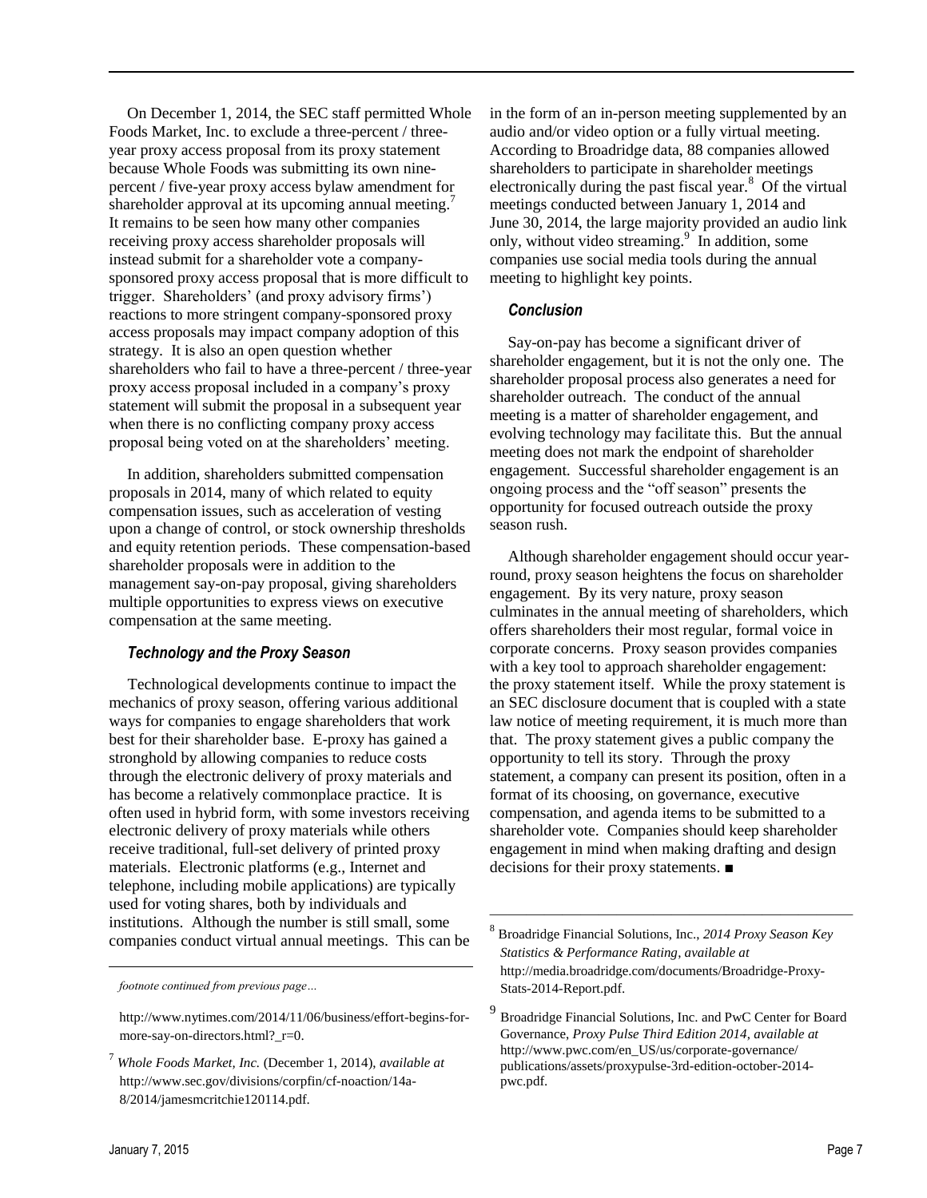On December 1, 2014, the SEC staff permitted Whole Foods Market, Inc. to exclude a three-percent / three-year proxy access proposal from its proxy statement because Whole Foods was submitting its own nine-percent / five-year proxy access bylaw amendment for shareholder approval at its upcoming annual meeting.[7] It remains to be seen how many other companies receiving proxy access shareholder proposals will instead submit for a shareholder vote a company-sponsored proxy access proposal that is more difficult to trigger. Shareholders' (and proxy advisory firms') reactions to more stringent company-sponsored proxy access proposals may impact company adoption of this strategy. It is also an open question whether shareholders who fail to have a three-percent / three-year proxy access proposal included in a company's proxy statement will submit the proposal in a subsequent year when there is no conflicting company proxy access proposal being voted on at the shareholders' meeting.

In addition, shareholders submitted compensation proposals in 2014, many of which related to equity compensation issues, such as acceleration of vesting upon a change of control, or stock ownership thresholds and equity retention periods. These compensation-based shareholder proposals were in addition to the management say-on-pay proposal, giving shareholders multiple opportunities to express views on executive compensation at the same meeting.

### *Technology and the Proxy Season*

Technological developments continue to impact the mechanics of proxy season, offering various additional ways for companies to engage shareholders that work best for their shareholder base. E-proxy has gained a stronghold by allowing companies to reduce costs through the electronic delivery of proxy materials and has become a relatively commonplace practice. It is often used in hybrid form, with some investors receiving electronic delivery of proxy materials while others receive traditional, full-set delivery of printed proxy materials. Electronic platforms (e.g., Internet and telephone, including mobile applications) are typically used for voting shares, both by individuals and institutions. Although the number is still small, some companies conduct virtual annual meetings. This can be in the form of an in-person meeting supplemented by an audio and/or video option or a fully virtual meeting. According to Broadridge data, 88 companies allowed shareholders to participate in shareholder meetings electronically during the past fiscal year.[8] Of the virtual meetings conducted between January 1, 2014 and June 30, 2014, the large majority provided an audio link only, without video streaming.[9] In addition, some companies use social media tools during the annual meeting to highlight key points.

### *Conclusion*

Say-on-pay has become a significant driver of shareholder engagement, but it is not the only one. The shareholder proposal process also generates a need for shareholder outreach. The conduct of the annual meeting is a matter of shareholder engagement, and evolving technology may facilitate this. But the annual meeting does not mark the endpoint of shareholder engagement. Successful shareholder engagement is an ongoing process and the "off season" presents the opportunity for focused outreach outside the proxy season rush.

Although shareholder engagement should occur year-round, proxy season heightens the focus on shareholder engagement. By its very nature, proxy season culminates in the annual meeting of shareholders, which offers shareholders their most regular, formal voice in corporate concerns. Proxy season provides companies with a key tool to approach shareholder engagement: the proxy statement itself. While the proxy statement is an SEC disclosure document that is coupled with a state law notice of meeting requirement, it is much more than that. The proxy statement gives a public company the opportunity to tell its story. Through the proxy statement, a company can present its position, often in a format of its choosing, on governance, executive compensation, and agenda items to be submitted to a shareholder vote. Companies should keep shareholder engagement in mind when making drafting and design decisions for their proxy statements. ■

---

*footnote continued from previous page…*

http://www.nytimes.com/2014/11/06/business/effort-begins-for-more-say-on-directors.html?_r=0.

[7] *Whole Foods Market, Inc.* (December 1, 2014), *available at* http://www.sec.gov/divisions/corpfin/cf-noaction/14a-8/2014/jamesmcritchie120114.pdf.

[8] Broadridge Financial Solutions, Inc., *2014 Proxy Season Key Statistics & Performance Rating*, *available at* http://media.broadridge.com/documents/Broadridge-Proxy-Stats-2014-Report.pdf.

[9] Broadridge Financial Solutions, Inc. and PwC Center for Board Governance, *Proxy Pulse Third Edition 2014*, *available at* http://www.pwc.com/en_US/us/corporate-governance/publications/assets/proxypulse-3rd-edition-october-2014-pwc.pdf.